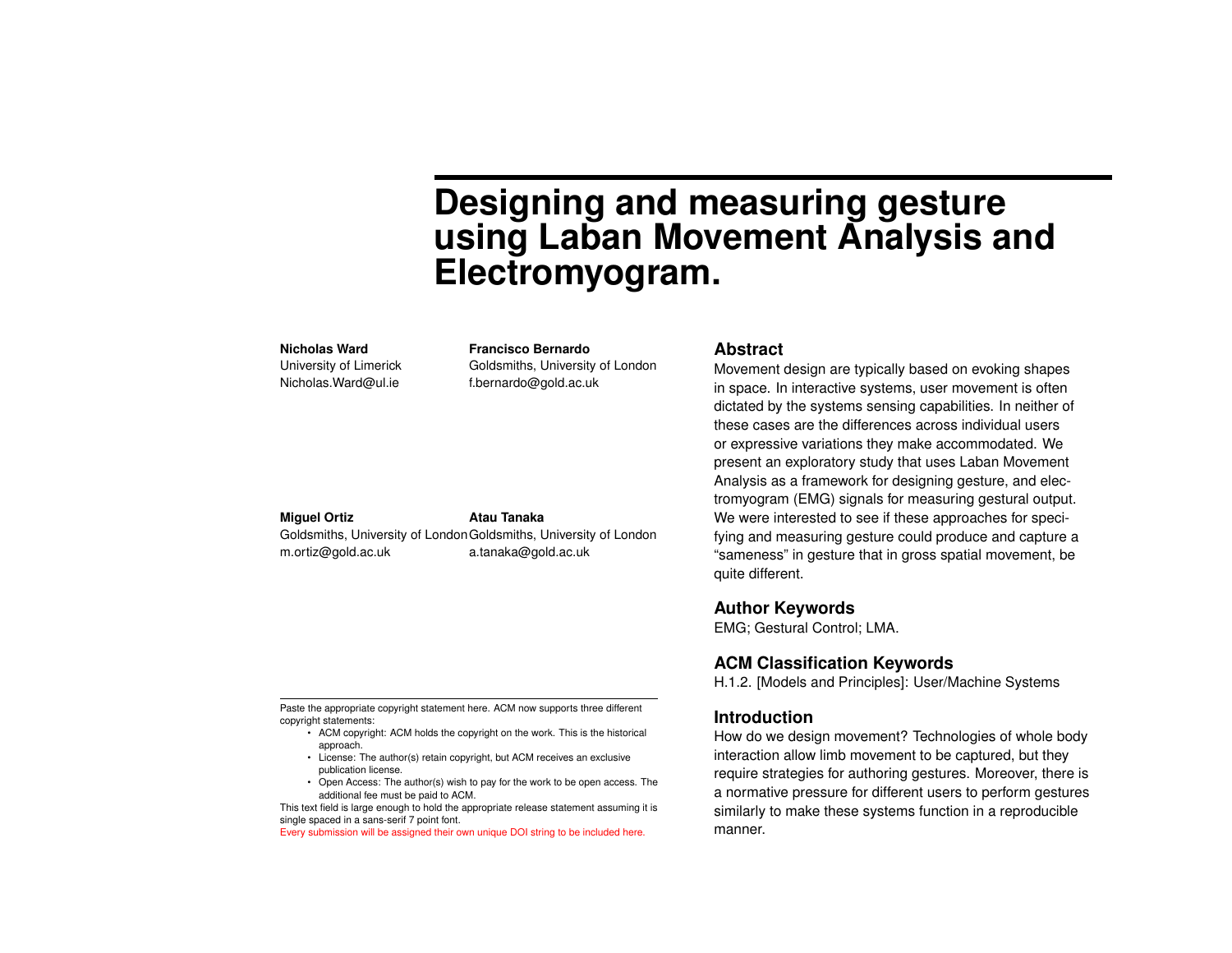# Designing and measuring gesture using Laban Movement Analysis and Electromyogram.

**Nicholas Ward**
University of Limerick
Nicholas.Ward@ul.ie

**Francisco Bernardo**
Goldsmiths, University of London
f.bernardo@gold.ac.uk

**Miguel Ortiz**
Goldsmiths, University of London
m.ortiz@gold.ac.uk

**Atau Tanaka**
Goldsmiths, University of London
a.tanaka@gold.ac.uk

Paste the appropriate copyright statement here. ACM now supports three different copyright statements:

- ACM copyright: ACM holds the copyright on the work. This is the historical approach.
- License: The author(s) retain copyright, but ACM receives an exclusive publication license.
- Open Access: The author(s) wish to pay for the work to be open access. The additional fee must be paid to ACM.

This text field is large enough to hold the appropriate release statement assuming it is single spaced in a sans-serif 7 point font.

Every submission will be assigned their own unique DOI string to be included here.

## Abstract

Movement design are typically based on evoking shapes in space. In interactive systems, user movement is often dictated by the systems sensing capabilities. In neither of these cases are the differences across individual users or expressive variations they make accommodated. We present an exploratory study that uses Laban Movement Analysis as a framework for designing gesture, and electromyogram (EMG) signals for measuring gestural output. We were interested to see if these approaches for specifying and measuring gesture could produce and capture a "sameness" in gesture that in gross spatial movement, be quite different.

## Author Keywords

EMG; Gestural Control; LMA.

## ACM Classification Keywords

H.1.2. [Models and Principles]: User/Machine Systems

## Introduction

How do we design movement? Technologies of whole body interaction allow limb movement to be captured, but they require strategies for authoring gestures. Moreover, there is a normative pressure for different users to perform gestures similarly to make these systems function in a reproducible manner.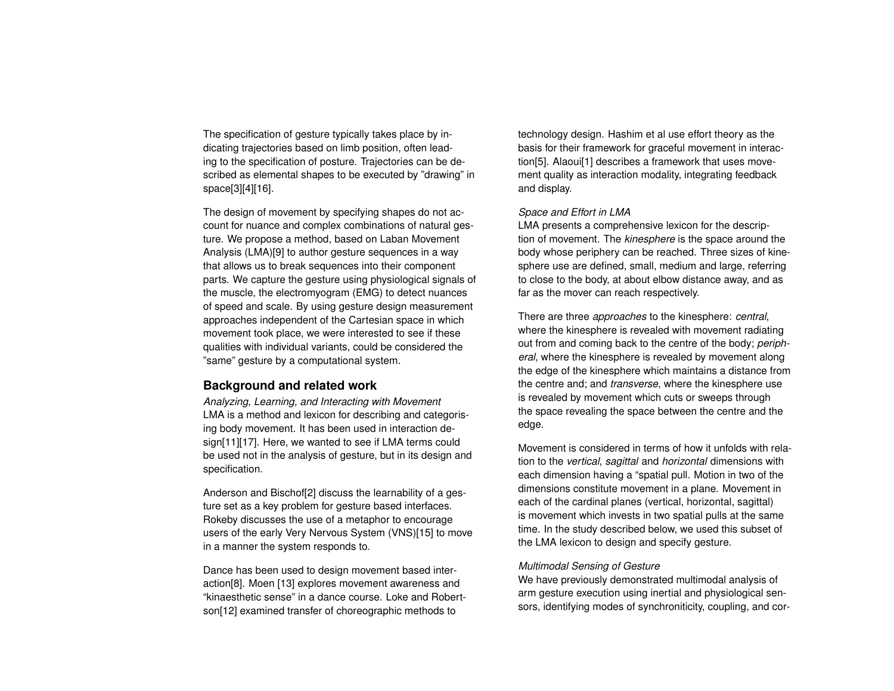The specification of gesture typically takes place by indicating trajectories based on limb position, often leading to the specification of posture. Trajectories can be described as elemental shapes to be executed by "drawing" in space[3][4][16].

The design of movement by specifying shapes do not account for nuance and complex combinations of natural gesture. We propose a method, based on Laban Movement Analysis (LMA)[9] to author gesture sequences in a way that allows us to break sequences into their component parts. We capture the gesture using physiological signals of the muscle, the electromyogram (EMG) to detect nuances of speed and scale. By using gesture design measurement approaches independent of the Cartesian space in which movement took place, we were interested to see if these qualities with individual variants, could be considered the "same" gesture by a computational system.

## Background and related work

*Analyzing, Learning, and Interacting with Movement*
LMA is a method and lexicon for describing and categorising body movement. It has been used in interaction design[11][17]. Here, we wanted to see if LMA terms could be used not in the analysis of gesture, but in its design and specification.

Anderson and Bischof[2] discuss the learnability of a gesture set as a key problem for gesture based interfaces. Rokeby discusses the use of a metaphor to encourage users of the early Very Nervous System (VNS)[15] to move in a manner the system responds to.

Dance has been used to design movement based interaction[8]. Moen [13] explores movement awareness and "kinaesthetic sense" in a dance course. Loke and Robertson[12] examined transfer of choreographic methods to technology design. Hashim et al use effort theory as the basis for their framework for graceful movement in interaction[5]. Alaoui[1] describes a framework that uses movement quality as interaction modality, integrating feedback and display.

*Space and Effort in LMA*
LMA presents a comprehensive lexicon for the description of movement. The *kinesphere* is the space around the body whose periphery can be reached. Three sizes of kinesphere use are defined, small, medium and large, referring to close to the body, at about elbow distance away, and as far as the mover can reach respectively.

There are three *approaches* to the kinesphere: *central*, where the kinesphere is revealed with movement radiating out from and coming back to the centre of the body; *peripheral*, where the kinesphere is revealed by movement along the edge of the kinesphere which maintains a distance from the centre and; and *transverse*, where the kinesphere use is revealed by movement which cuts or sweeps through the space revealing the space between the centre and the edge.

Movement is considered in terms of how it unfolds with relation to the *vertical*, *sagittal* and *horizontal* dimensions with each dimension having a "spatial pull. Motion in two of the dimensions constitute movement in a plane. Movement in each of the cardinal planes (vertical, horizontal, sagittal) is movement which invests in two spatial pulls at the same time. In the study described below, we used this subset of the LMA lexicon to design and specify gesture.

*Multimodal Sensing of Gesture*
We have previously demonstrated multimodal analysis of arm gesture execution using inertial and physiological sensors, identifying modes of synchroniticity, coupling, and cor-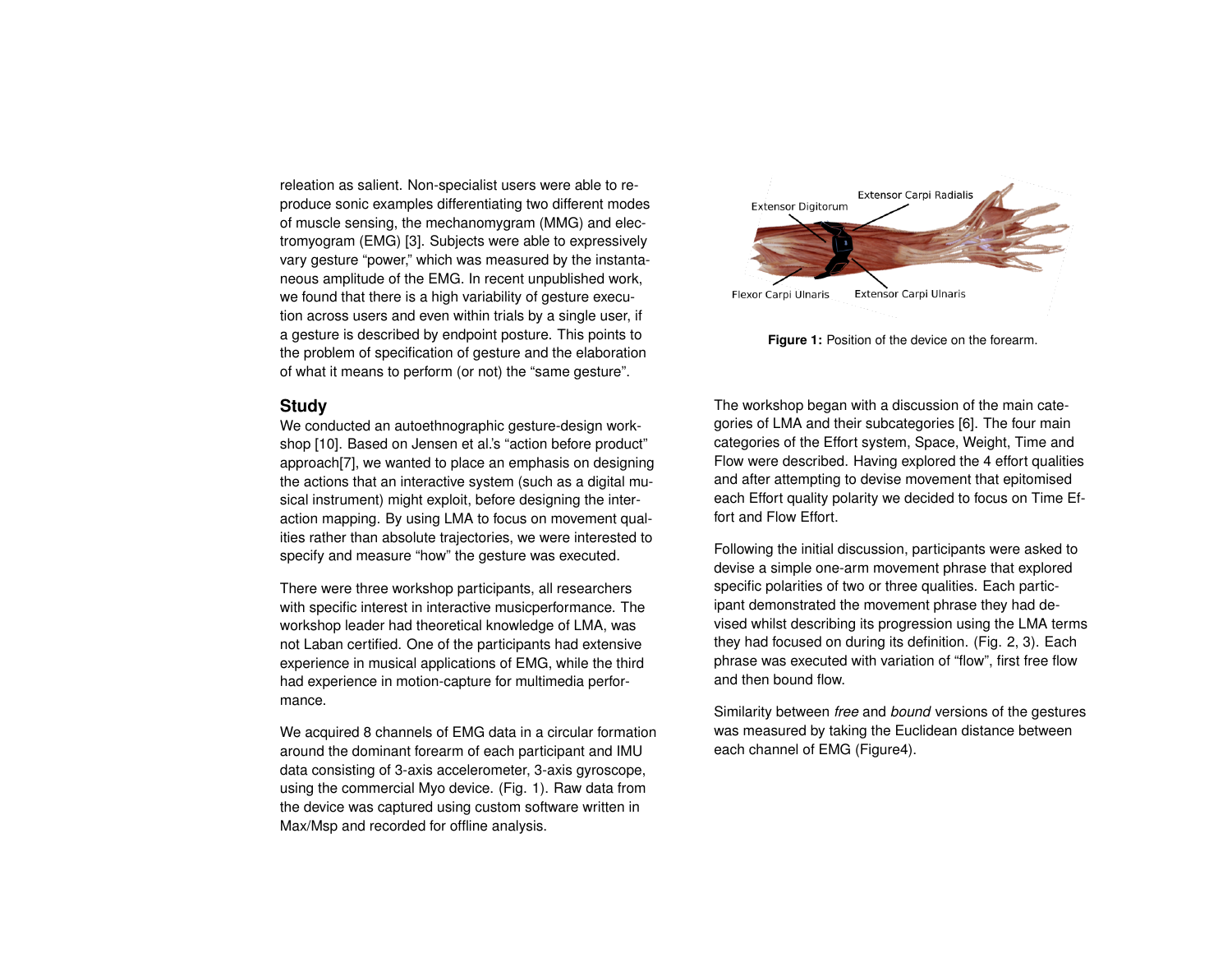releation as salient. Non-specialist users were able to reproduce sonic examples differentiating two different modes of muscle sensing, the mechanomygram (MMG) and electromyogram (EMG) [3]. Subjects were able to expressively vary gesture "power," which was measured by the instantaneous amplitude of the EMG. In recent unpublished work, we found that there is a high variability of gesture execution across users and even within trials by a single user, if a gesture is described by endpoint posture. This points to the problem of specification of gesture and the elaboration of what it means to perform (or not) the "same gesture".

## Study

We conducted an autoethnographic gesture-design workshop [10]. Based on Jensen et al.'s "action before product" approach[7], we wanted to place an emphasis on designing the actions that an interactive system (such as a digital musical instrument) might exploit, before designing the interaction mapping. By using LMA to focus on movement qualities rather than absolute trajectories, we were interested to specify and measure "how" the gesture was executed.

There were three workshop participants, all researchers with specific interest in interactive musicperformance. The workshop leader had theoretical knowledge of LMA, was not Laban certified. One of the participants had extensive experience in musical applications of EMG, while the third had experience in motion-capture for multimedia performance.

We acquired 8 channels of EMG data in a circular formation around the dominant forearm of each participant and IMU data consisting of 3-axis accelerometer, 3-axis gyroscope, using the commercial Myo device. (Fig. 1). Raw data from the device was captured using custom software written in Max/Msp and recorded for offline analysis.

Extensor Digitorum

Extensor Carpi Radialis

Flexor Carpi Ulnaris

Extensor Carpi Ulnaris

**Figure 1:** Position of the device on the forearm.

The workshop began with a discussion of the main categories of LMA and their subcategories [6]. The four main categories of the Effort system, Space, Weight, Time and Flow were described. Having explored the 4 effort qualities and after attempting to devise movement that epitomised each Effort quality polarity we decided to focus on Time Effort and Flow Effort.

Following the initial discussion, participants were asked to devise a simple one-arm movement phrase that explored specific polarities of two or three qualities. Each participant demonstrated the movement phrase they had devised whilst describing its progression using the LMA terms they had focused on during its definition. (Fig. 2, 3). Each phrase was executed with variation of "flow", first free flow and then bound flow.

Similarity between *free* and *bound* versions of the gestures was measured by taking the Euclidean distance between each channel of EMG (Figure4).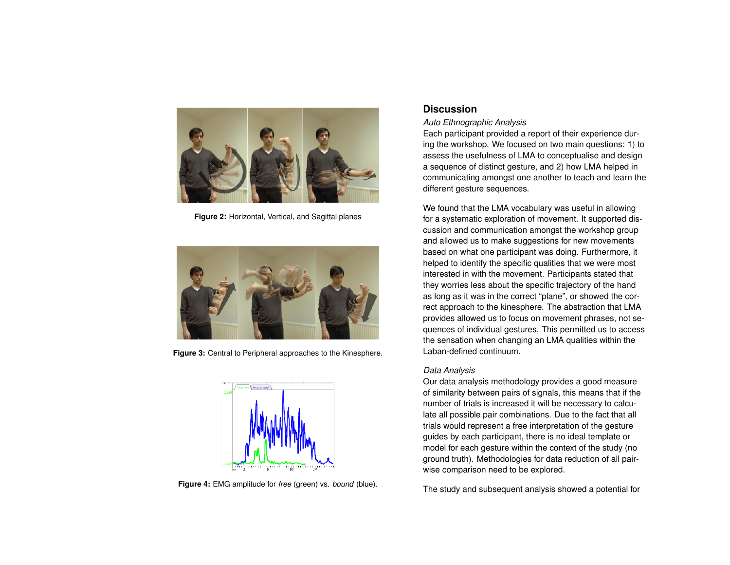Figure 2: Horizontal, Vertical, and Sagittal planes

Figure 3: Central to Peripheral approaches to the Kinesphere.

Figure 4: EMG amplitude for *free* (green) vs. *bound* (blue).

## Discussion

### *Auto Ethnographic Analysis*

Each participant provided a report of their experience during the workshop. We focused on two main questions: 1) to assess the usefulness of LMA to conceptualise and design a sequence of distinct gesture, and 2) how LMA helped in communicating amongst one another to teach and learn the different gesture sequences.

We found that the LMA vocabulary was useful in allowing for a systematic exploration of movement. It supported discussion and communication amongst the workshop group and allowed us to make suggestions for new movements based on what one participant was doing. Furthermore, it helped to identify the specific qualities that we were most interested in with the movement. Participants stated that they worries less about the specific trajectory of the hand as long as it was in the correct "plane", or showed the correct approach to the kinesphere. The abstraction that LMA provides allowed us to focus on movement phrases, not sequences of individual gestures. This permitted us to access the sensation when changing an LMA qualities within the Laban-defined continuum.

### *Data Analysis*

Our data analysis methodology provides a good measure of similarity between pairs of signals, this means that if the number of trials is increased it will be necessary to calculate all possible pair combinations. Due to the fact that all trials would represent a free interpretation of the gesture guides by each participant, there is no ideal template or model for each gesture within the context of the study (no ground truth). Methodologies for data reduction of all pairwise comparison need to be explored.

The study and subsequent analysis showed a potential for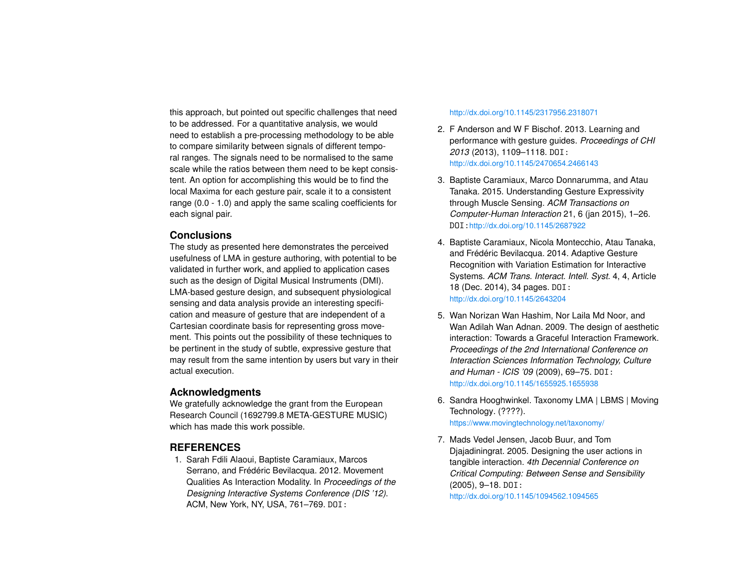this approach, but pointed out specific challenges that need to be addressed. For a quantitative analysis, we would need to establish a pre-processing methodology to be able to compare similarity between signals of different temporal ranges. The signals need to be normalised to the same scale while the ratios between them need to be kept consistent. An option for accomplishing this would be to find the local Maxima for each gesture pair, scale it to a consistent range (0.0 - 1.0) and apply the same scaling coefficients for each signal pair.

## Conclusions

The study as presented here demonstrates the perceived usefulness of LMA in gesture authoring, with potential to be validated in further work, and applied to application cases such as the design of Digital Musical Instruments (DMI). LMA-based gesture design, and subsequent physiological sensing and data analysis provide an interesting specification and measure of gesture that are independent of a Cartesian coordinate basis for representing gross movement. This points out the possibility of these techniques to be pertinent in the study of subtle, expressive gesture that may result from the same intention by users but vary in their actual execution.

## Acknowledgments

We gratefully acknowledge the grant from the European Research Council (1692799.8 META-GESTURE MUSIC) which has made this work possible.

## REFERENCES

1. Sarah Fdili Alaoui, Baptiste Caramiaux, Marcos Serrano, and Frédéric Bevilacqua. 2012. Movement Qualities As Interaction Modality. In *Proceedings of the Designing Interactive Systems Conference (DIS '12)*. ACM, New York, NY, USA, 761–769. DOI: http://dx.doi.org/10.1145/2317956.2318071
2. F Anderson and W F Bischof. 2013. Learning and performance with gesture guides. *Proceedings of CHI 2013* (2013), 1109–1118. DOI: http://dx.doi.org/10.1145/2470654.2466143
3. Baptiste Caramiaux, Marco Donnarumma, and Atau Tanaka. 2015. Understanding Gesture Expressivity through Muscle Sensing. *ACM Transactions on Computer-Human Interaction* 21, 6 (jan 2015), 1–26. DOI: http://dx.doi.org/10.1145/2687922
4. Baptiste Caramiaux, Nicola Montecchio, Atau Tanaka, and Frédéric Bevilacqua. 2014. Adaptive Gesture Recognition with Variation Estimation for Interactive Systems. *ACM Trans. Interact. Intell. Syst.* 4, 4, Article 18 (Dec. 2014), 34 pages. DOI: http://dx.doi.org/10.1145/2643204
5. Wan Norizan Wan Hashim, Nor Laila Md Noor, and Wan Adilah Wan Adnan. 2009. The design of aesthetic interaction: Towards a Graceful Interaction Framework. *Proceedings of the 2nd International Conference on Interaction Sciences Information Technology, Culture and Human - ICIS '09* (2009), 69–75. DOI: http://dx.doi.org/10.1145/1655925.1655938
6. Sandra Hooghwinkel. Taxonomy LMA | LBMS | Moving Technology. (????). https://www.movingtechnology.net/taxonomy/
7. Mads Vedel Jensen, Jacob Buur, and Tom Djajadiningrat. 2005. Designing the user actions in tangible interaction. *4th Decennial Conference on Critical Computing: Between Sense and Sensibility* (2005), 9–18. DOI: http://dx.doi.org/10.1145/1094562.1094565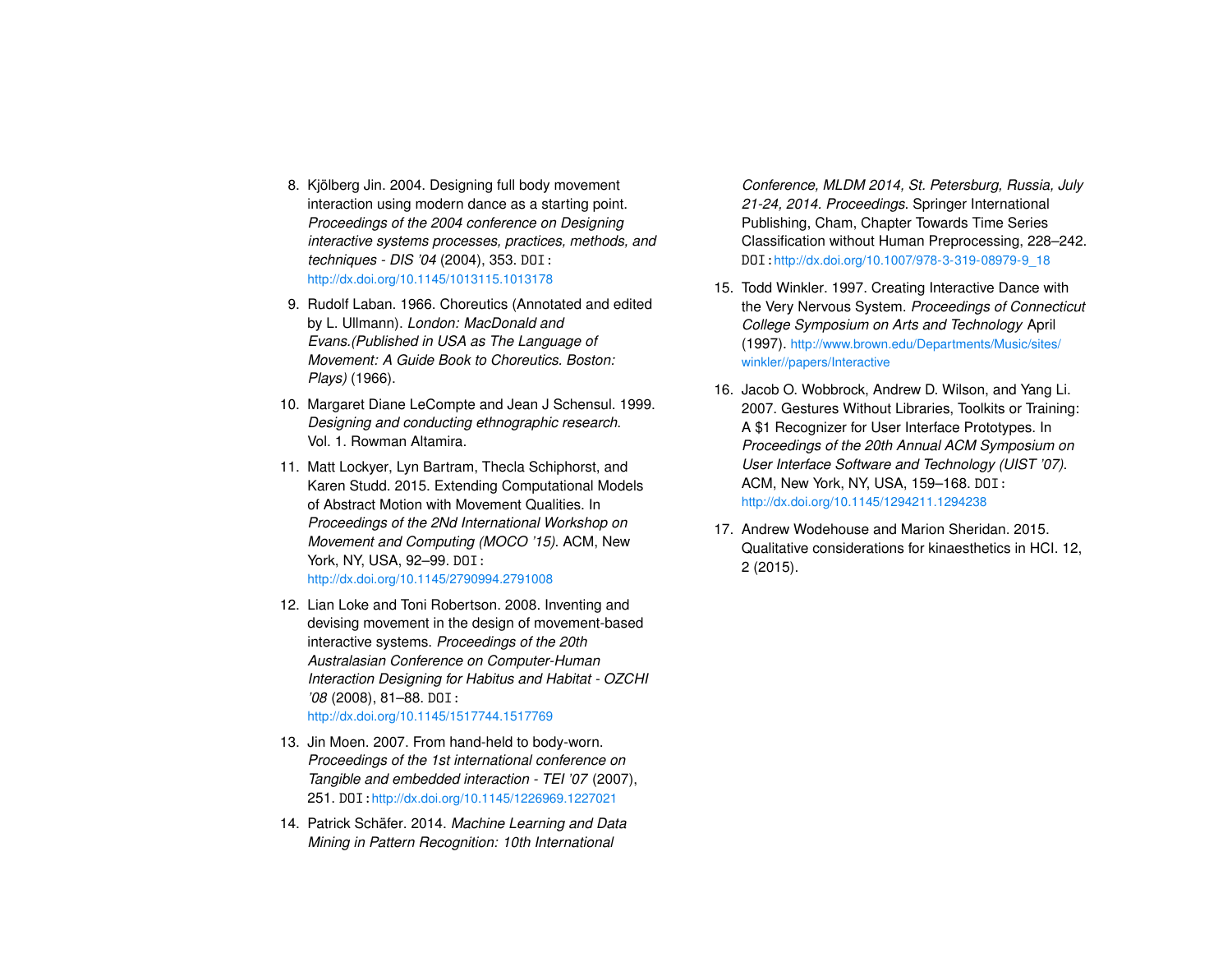8. Kjölberg Jin. 2004. Designing full body movement interaction using modern dance as a starting point. *Proceedings of the 2004 conference on Designing interactive systems processes, practices, methods, and techniques - DIS '04* (2004), 353. DOI: http://dx.doi.org/10.1145/1013115.1013178

9. Rudolf Laban. 1966. Choreutics (Annotated and edited by L. Ullmann). *London: MacDonald and Evans.(Published in USA as The Language of Movement: A Guide Book to Choreutics. Boston: Plays)* (1966).

10. Margaret Diane LeCompte and Jean J Schensul. 1999. *Designing and conducting ethnographic research*. Vol. 1. Rowman Altamira.

11. Matt Lockyer, Lyn Bartram, Thecla Schiphorst, and Karen Studd. 2015. Extending Computational Models of Abstract Motion with Movement Qualities. In *Proceedings of the 2Nd International Workshop on Movement and Computing (MOCO '15)*. ACM, New York, NY, USA, 92–99. DOI: http://dx.doi.org/10.1145/2790994.2791008

12. Lian Loke and Toni Robertson. 2008. Inventing and devising movement in the design of movement-based interactive systems. *Proceedings of the 20th Australasian Conference on Computer-Human Interaction Designing for Habitus and Habitat - OZCHI '08* (2008), 81–88. DOI: http://dx.doi.org/10.1145/1517744.1517769

13. Jin Moen. 2007. From hand-held to body-worn. *Proceedings of the 1st international conference on Tangible and embedded interaction - TEI '07* (2007), 251. DOI: http://dx.doi.org/10.1145/1226969.1227021

14. Patrick Schäfer. 2014. *Machine Learning and Data Mining in Pattern Recognition: 10th International Conference, MLDM 2014, St. Petersburg, Russia, July 21-24, 2014. Proceedings*. Springer International Publishing, Cham, Chapter Towards Time Series Classification without Human Preprocessing, 228–242. DOI: http://dx.doi.org/10.1007/978-3-319-08979-9_18

15. Todd Winkler. 1997. Creating Interactive Dance with the Very Nervous System. *Proceedings of Connecticut College Symposium on Arts and Technology* April (1997). http://www.brown.edu/Departments/Music/sites/winkler//papers/Interactive

16. Jacob O. Wobbrock, Andrew D. Wilson, and Yang Li. 2007. Gestures Without Libraries, Toolkits or Training: A $1 Recognizer for User Interface Prototypes. In *Proceedings of the 20th Annual ACM Symposium on User Interface Software and Technology (UIST '07)*. ACM, New York, NY, USA, 159–168. DOI: http://dx.doi.org/10.1145/1294211.1294238

17. Andrew Wodehouse and Marion Sheridan. 2015. Qualitative considerations for kinaesthetics in HCI. 12, 2 (2015).